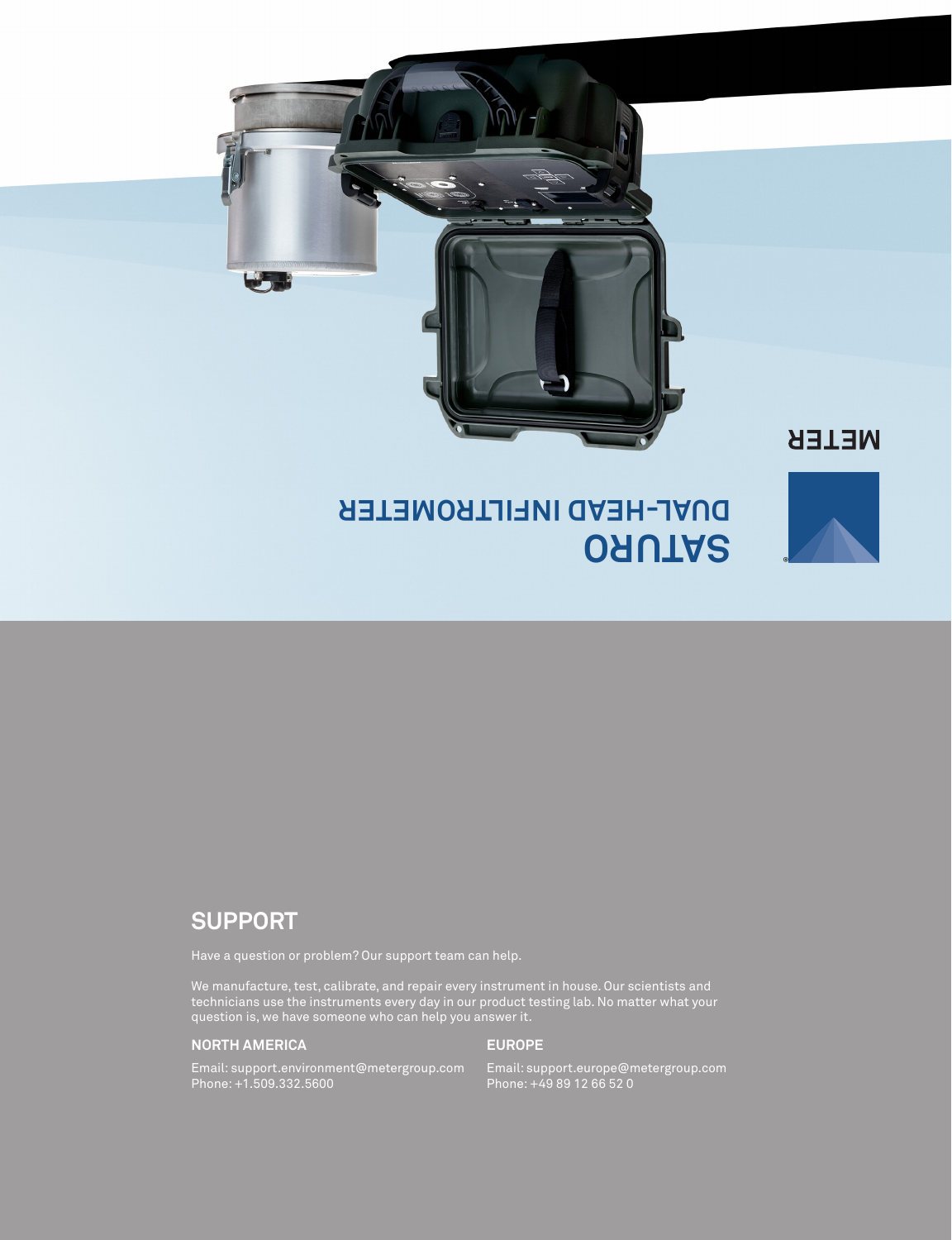METER

# SATURO

## DUAL-HEAD INFILTROMETER

## SUPPORT

Have a question or problem? Our support team can help.

We manufacture, test, calibrate, and repair every instrument in house. Our scientists and technicians use the instruments every day in our product testing lab. No matter what your question is, we have someone who can help you answer it.

### NORTH AMERICA

Email: support.environment@metergroup.com
Phone: +1.509.332.5600

### EUROPE

Email: support.europe@metergroup.com
Phone: +49 89 12 66 52 0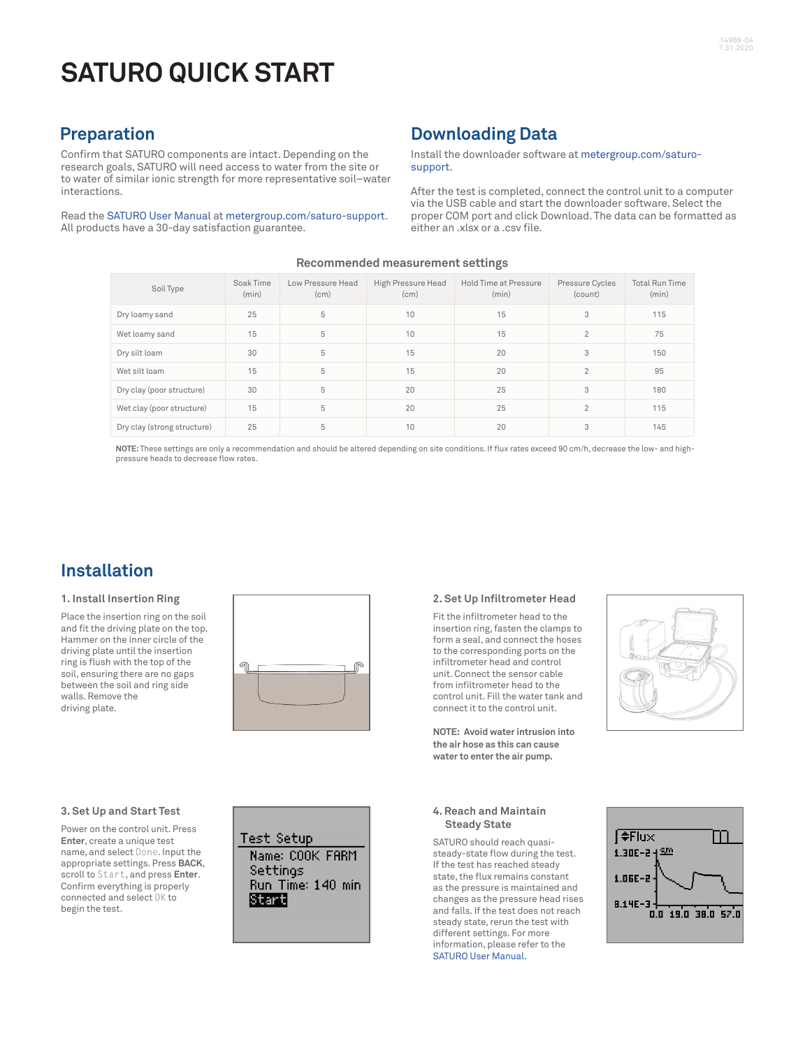# SATURO QUICK START

## Preparation

Confirm that SATURO components are intact. Depending on the research goals, SATURO will need access to water from the site or to water of similar ionic strength for more representative soil–water interactions.

Read the SATURO User Manual at metergroup.com/saturo-support. All products have a 30-day satisfaction guarantee.

## Downloading Data

Install the downloader software at metergroup.com/saturo-support.

After the test is completed, connect the control unit to a computer via the USB cable and start the downloader software. Select the proper COM port and click Download. The data can be formatted as either an .xlsx or a .csv file.

**Recommended measurement settings**

| Soil Type | Soak Time (min) | Low Pressure Head (cm) | High Pressure Head (cm) | Hold Time at Pressure (min) | Pressure Cycles (count) | Total Run Time (min) |
|---|---|---|---|---|---|---|
| Dry loamy sand | 25 | 5 | 10 | 15 | 3 | 115 |
| Wet loamy sand | 15 | 5 | 10 | 15 | 2 | 75 |
| Dry silt loam | 30 | 5 | 15 | 20 | 3 | 150 |
| Wet silt loam | 15 | 5 | 15 | 20 | 2 | 95 |
| Dry clay (poor structure) | 30 | 5 | 20 | 25 | 3 | 180 |
| Wet clay (poor structure) | 15 | 5 | 20 | 25 | 2 | 115 |
| Dry clay (strong structure) | 25 | 5 | 10 | 20 | 3 | 145 |

**NOTE:** These settings are only a recommendation and should be altered depending on site conditions. If flux rates exceed 90 cm/h, decrease the low- and high-pressure heads to decrease flow rates.

## Installation

### 1. Install Insertion Ring

Place the insertion ring on the soil and fit the driving plate on the top. Hammer on the inner circle of the driving plate until the insertion ring is flush with the top of the soil, ensuring there are no gaps between the soil and ring side walls. Remove the driving plate.

### 2. Set Up Infiltrometer Head

Fit the infiltrometer head to the insertion ring, fasten the clamps to form a seal, and connect the hoses to the corresponding ports on the infiltrometer head and control unit. Connect the sensor cable from infiltrometer head to the control unit. Fill the water tank and connect it to the control unit.

**NOTE: Avoid water intrusion into the air hose as this can cause water to enter the air pump.**

### 3. Set Up and Start Test

Power on the control unit. Press **Enter**, create a unique test name, and select Done. Input the appropriate settings. Press **BACK**, scroll to Start, and press **Enter**. Confirm everything is properly connected and select OK to begin the test.

Test Setup
Name: COOK FARM
Settings
Run Time: 140 min
Start

### 4. Reach and Maintain Steady State

SATURO should reach quasi-steady-state flow during the test. If the test has reached steady state, the flux remains constant as the pressure is maintained and changes as the pressure head rises and falls. If the test does not reach steady state, rerun the test with different settings. For more information, please refer to the SATURO User Manual.

Flux
1.30E-2
1.06E-2
8.14E-3
0.0 19.0 38.0 57.0